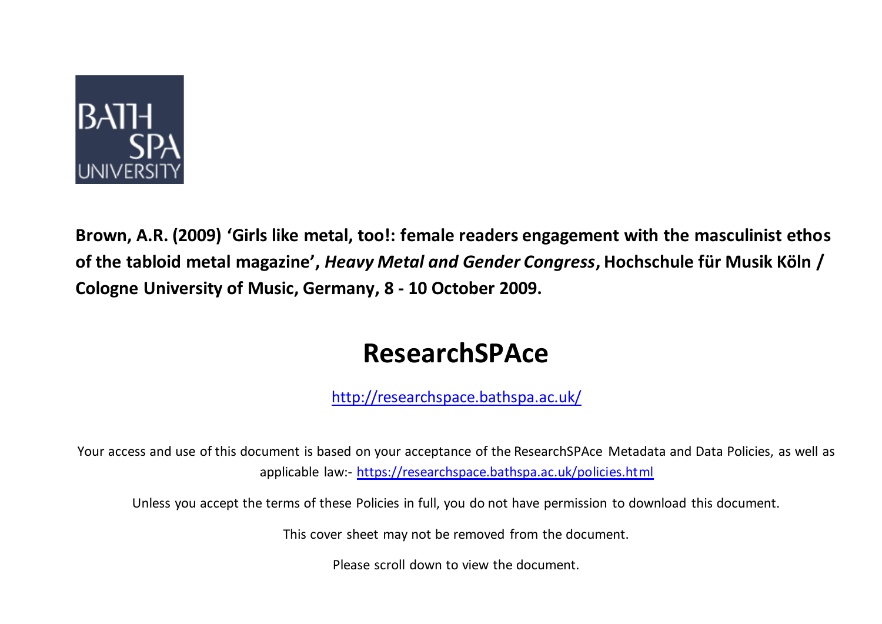**Brown, A.R. (2009) 'Girls like metal, too!: female readers engagement with the masculinist ethos of the tabloid metal magazine',** ***Heavy Metal and Gender Congress*****, Hochschule für Musik Köln / Cologne University of Music, Germany, 8 - 10 October 2009.**

# ResearchSPAce

http://researchspace.bathspa.ac.uk/

Your access and use of this document is based on your acceptance of the ResearchSPAce Metadata and Data Policies, as well as applicable law:- https://researchspace.bathspa.ac.uk/policies.html

Unless you accept the terms of these Policies in full, you do not have permission to download this document.

This cover sheet may not be removed from the document.

Please scroll down to view the document.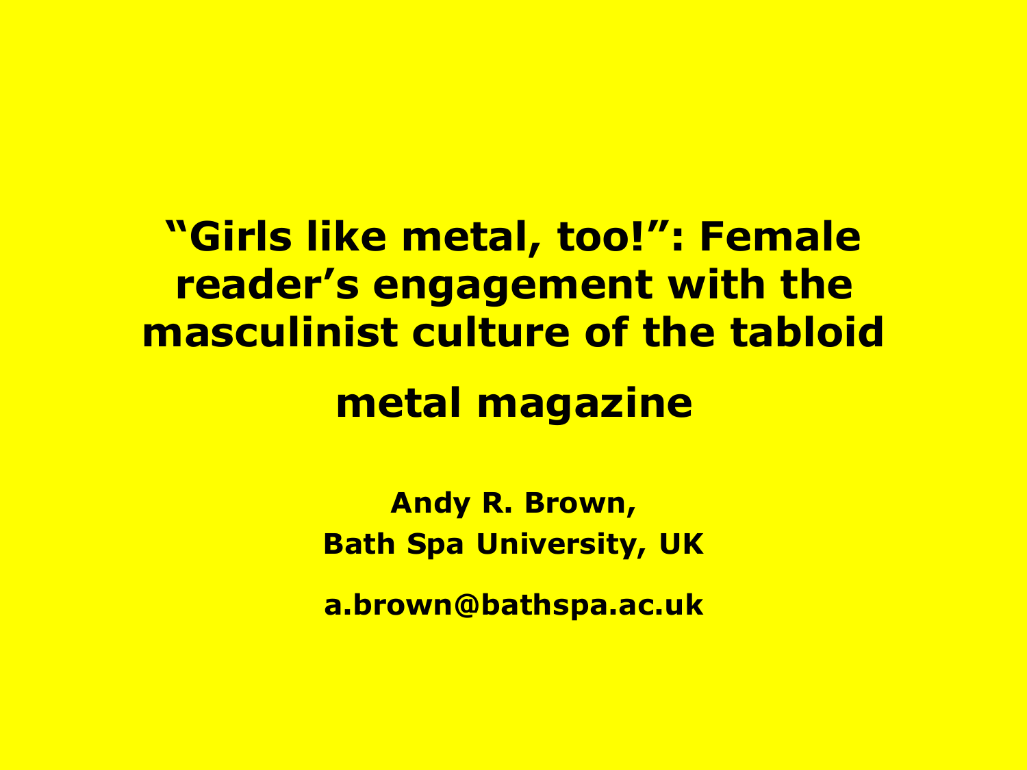# "Girls like metal, too!": Female reader's engagement with the masculinist culture of the tabloid metal magazine

**Andy R. Brown,**
**Bath Spa University, UK**

**a.brown@bathspa.ac.uk**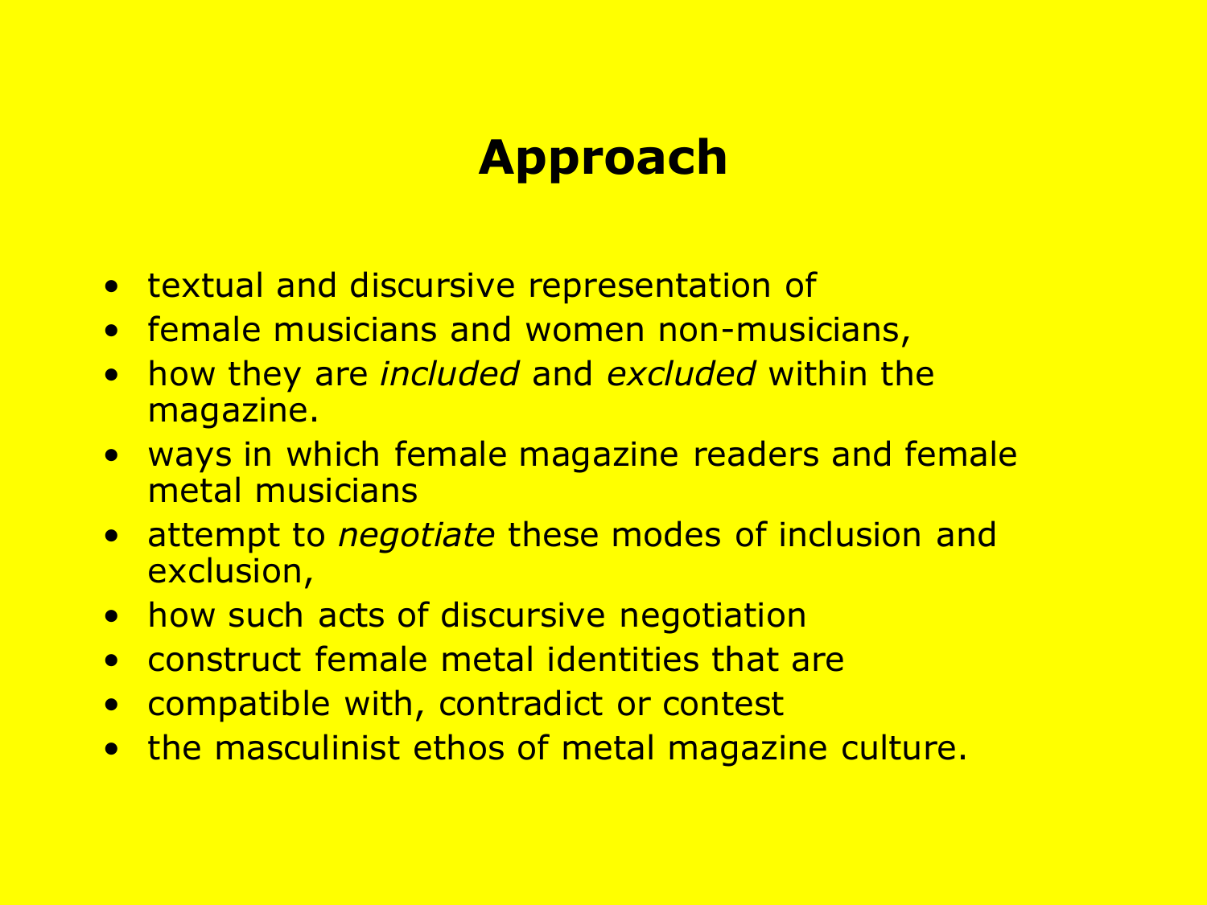# Approach

- textual and discursive representation of
- female musicians and women non-musicians,
- how they are *included* and *excluded* within the magazine.
- ways in which female magazine readers and female metal musicians
- attempt to *negotiate* these modes of inclusion and exclusion,
- how such acts of discursive negotiation
- construct female metal identities that are
- compatible with, contradict or contest
- the masculinist ethos of metal magazine culture.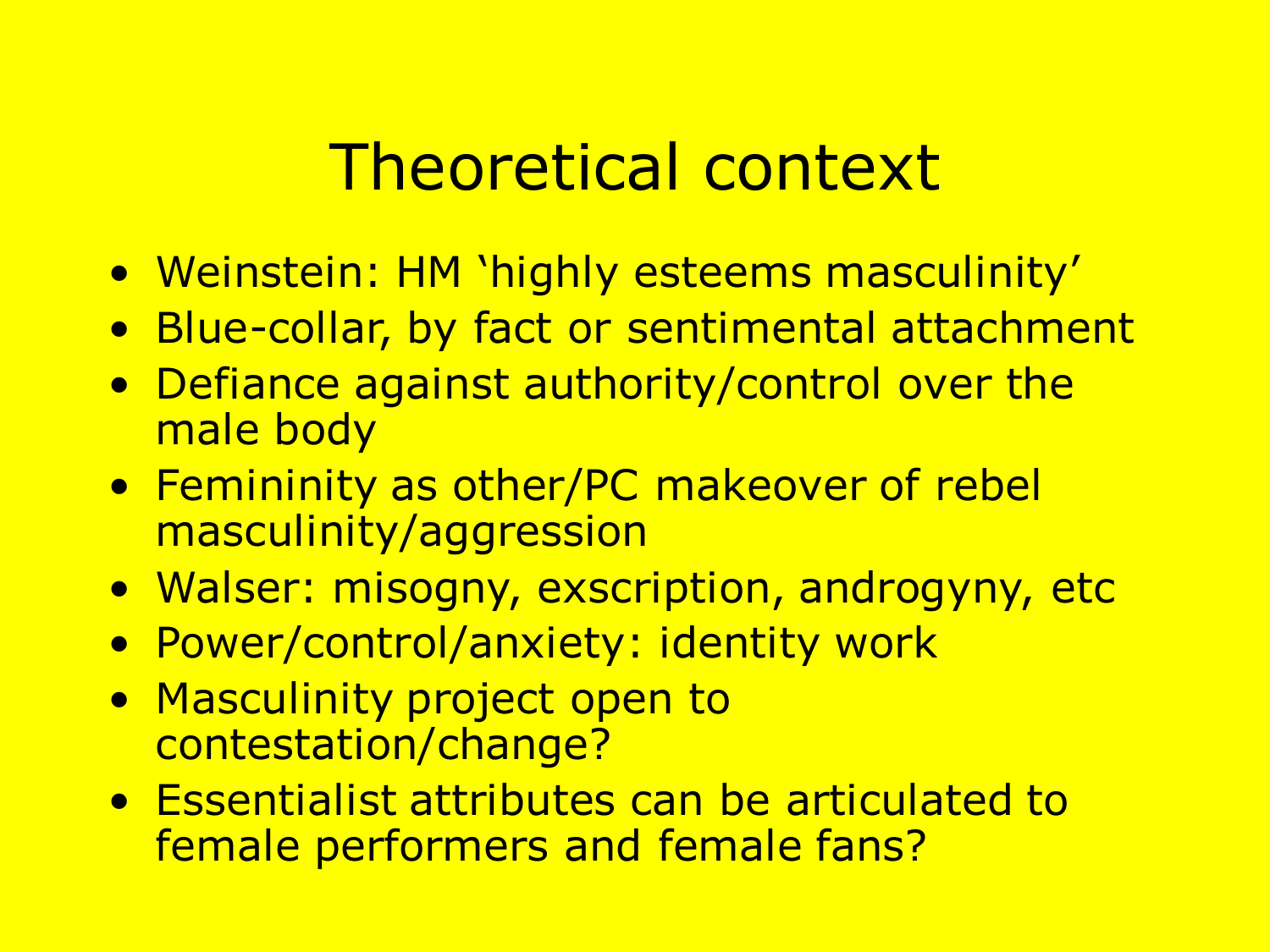# Theoretical context

- Weinstein: HM ‘highly esteems masculinity’
- Blue-collar, by fact or sentimental attachment
- Defiance against authority/control over the male body
- Femininity as other/PC makeover of rebel masculinity/aggression
- Walser: misogny, exscription, androgyny, etc
- Power/control/anxiety: identity work
- Masculinity project open to contestation/change?
- Essentialist attributes can be articulated to female performers and female fans?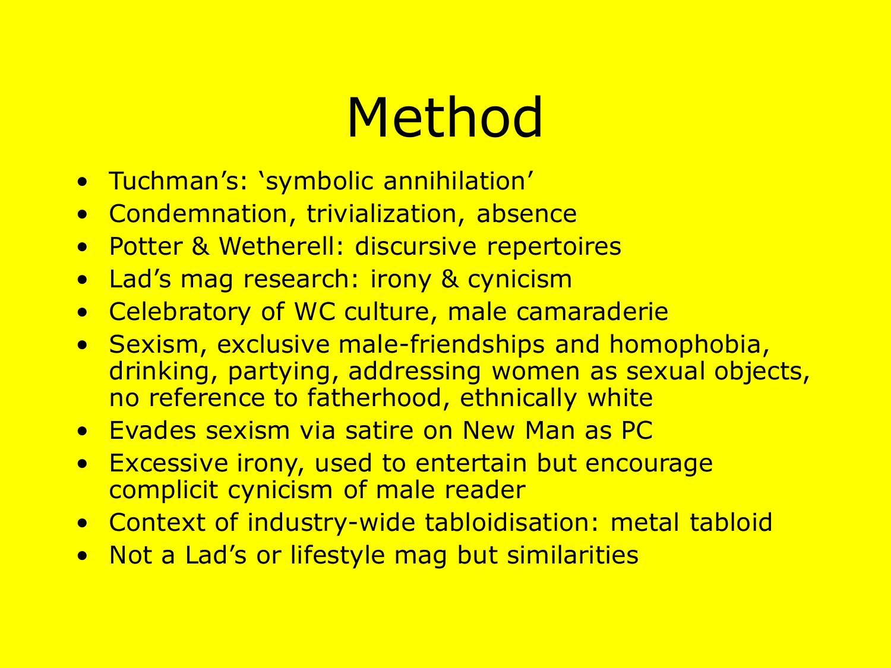# Method

- Tuchman's: 'symbolic annihilation'
- Condemnation, trivialization, absence
- Potter & Wetherell: discursive repertoires
- Lad's mag research: irony & cynicism
- Celebratory of WC culture, male camaraderie
- Sexism, exclusive male-friendships and homophobia, drinking, partying, addressing women as sexual objects, no reference to fatherhood, ethnically white
- Evades sexism via satire on New Man as PC
- Excessive irony, used to entertain but encourage complicit cynicism of male reader
- Context of industry-wide tabloidisation: metal tabloid
- Not a Lad's or lifestyle mag but similarities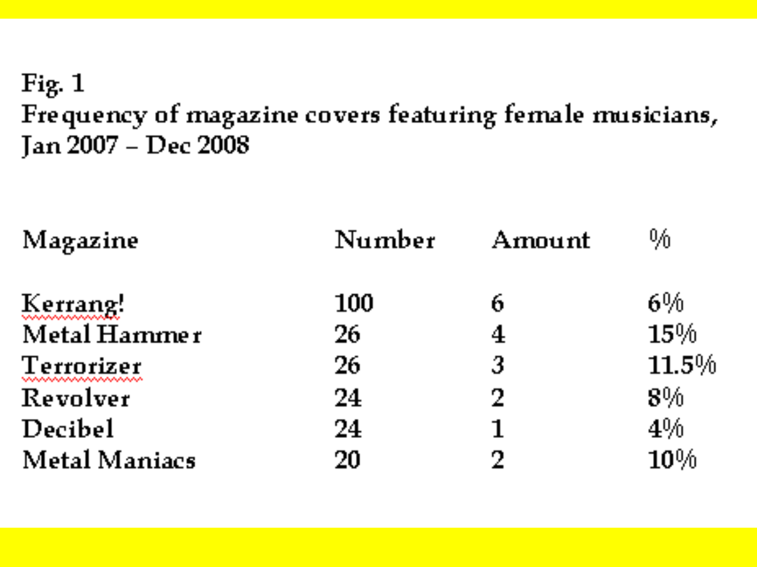Fig. 1

Frequency of magazine covers featuring female musicians, Jan 2007 – Dec 2008

| Magazine | Number | Amount | % |
|---|---|---|---|
| Kerrang! | 100 | 6 | 6% |
| Metal Hammer | 26 | 4 | 15% |
| Terrorizer | 26 | 3 | 11.5% |
| Revolver | 24 | 2 | 8% |
| Decibel | 24 | 1 | 4% |
| Metal Maniacs | 20 | 2 | 10% |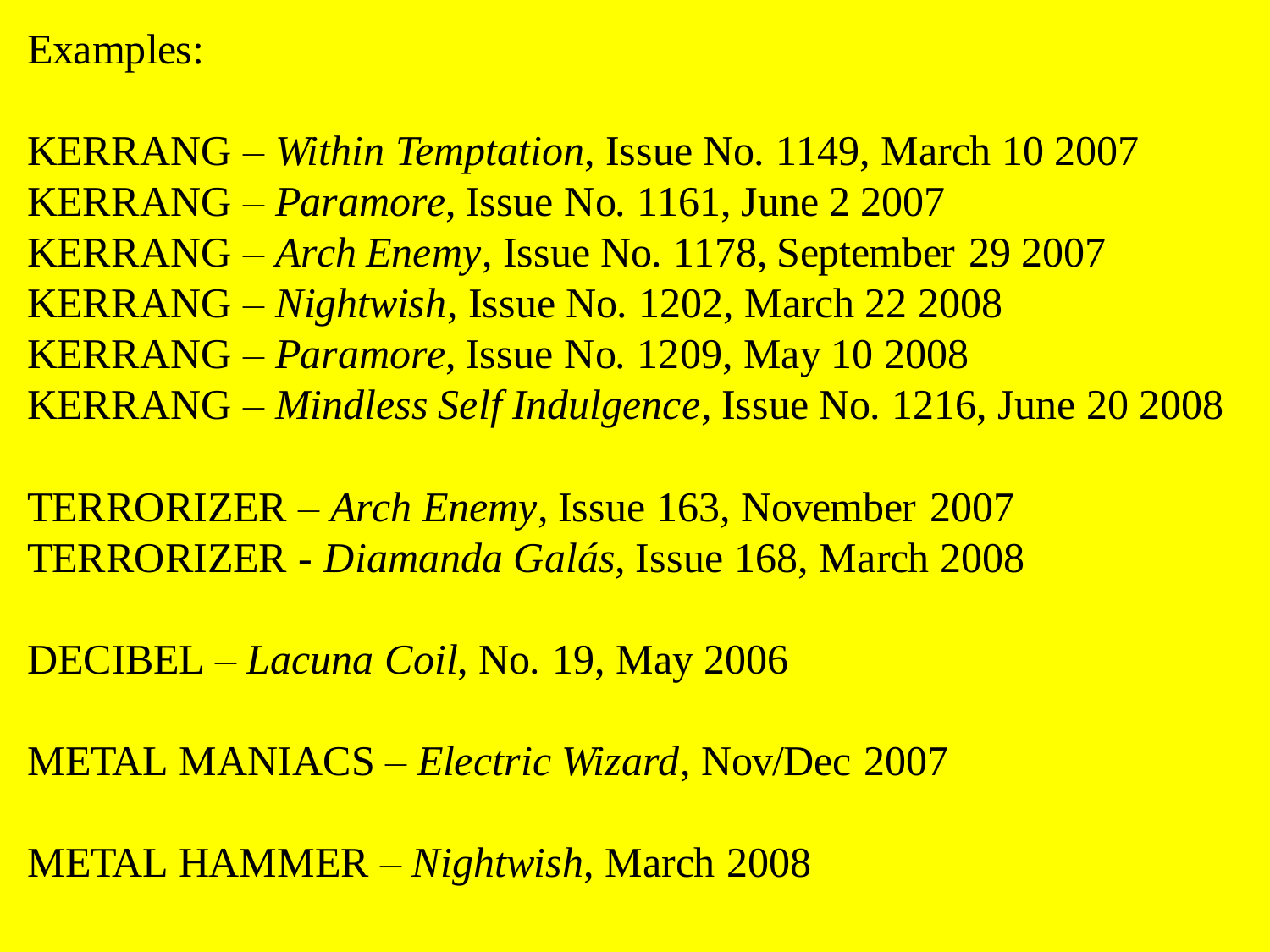Examples:

KERRANG – *Within Temptation*, Issue No. 1149, March 10 2007
KERRANG – *Paramore*, Issue No. 1161, June 2 2007
KERRANG – *Arch Enemy*, Issue No. 1178, September 29 2007
KERRANG – *Nightwish*, Issue No. 1202, March 22 2008
KERRANG – *Paramore*, Issue No. 1209, May 10 2008
KERRANG – *Mindless Self Indulgence*, Issue No. 1216, June 20 2008

TERRORIZER – *Arch Enemy*, Issue 163, November 2007
TERRORIZER - *Diamanda Galás*, Issue 168, March 2008

DECIBEL – *Lacuna Coil*, No. 19, May 2006

METAL MANIACS – *Electric Wizard*, Nov/Dec 2007

METAL HAMMER – *Nightwish*, March 2008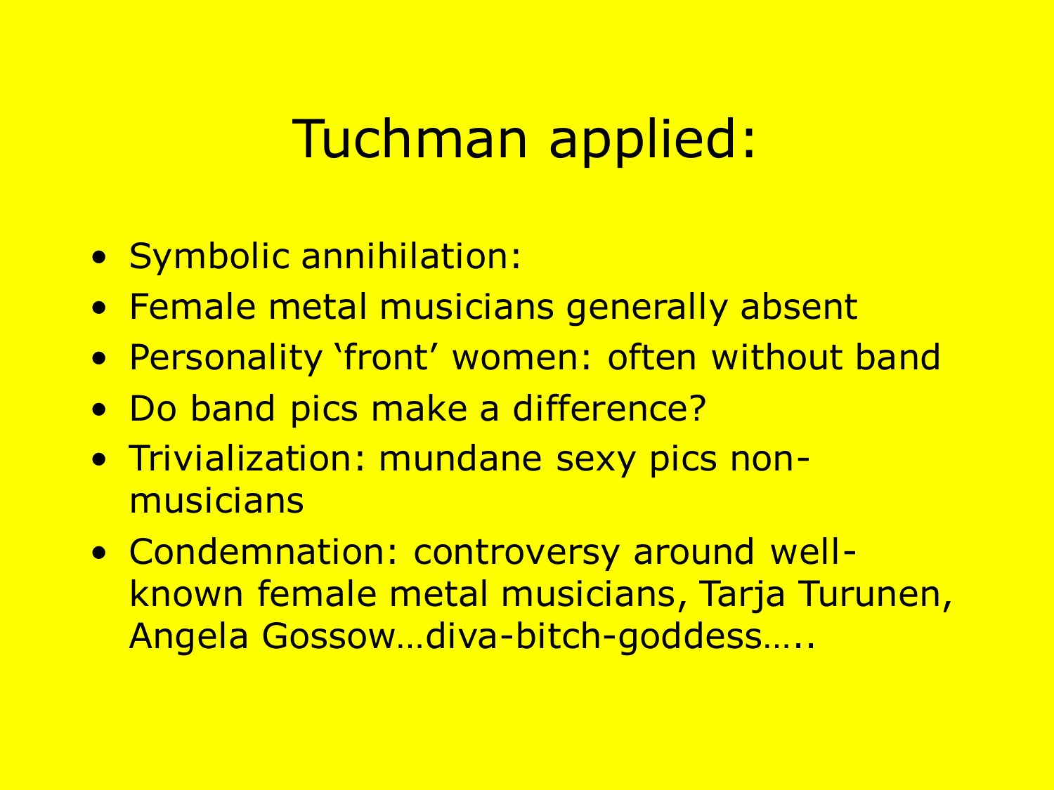# Tuchman applied:

- Symbolic annihilation:
- Female metal musicians generally absent
- Personality 'front' women: often without band
- Do band pics make a difference?
- Trivialization: mundane sexy pics non-musicians
- Condemnation: controversy around well-known female metal musicians, Tarja Turunen, Angela Gossow…diva-bitch-goddess…..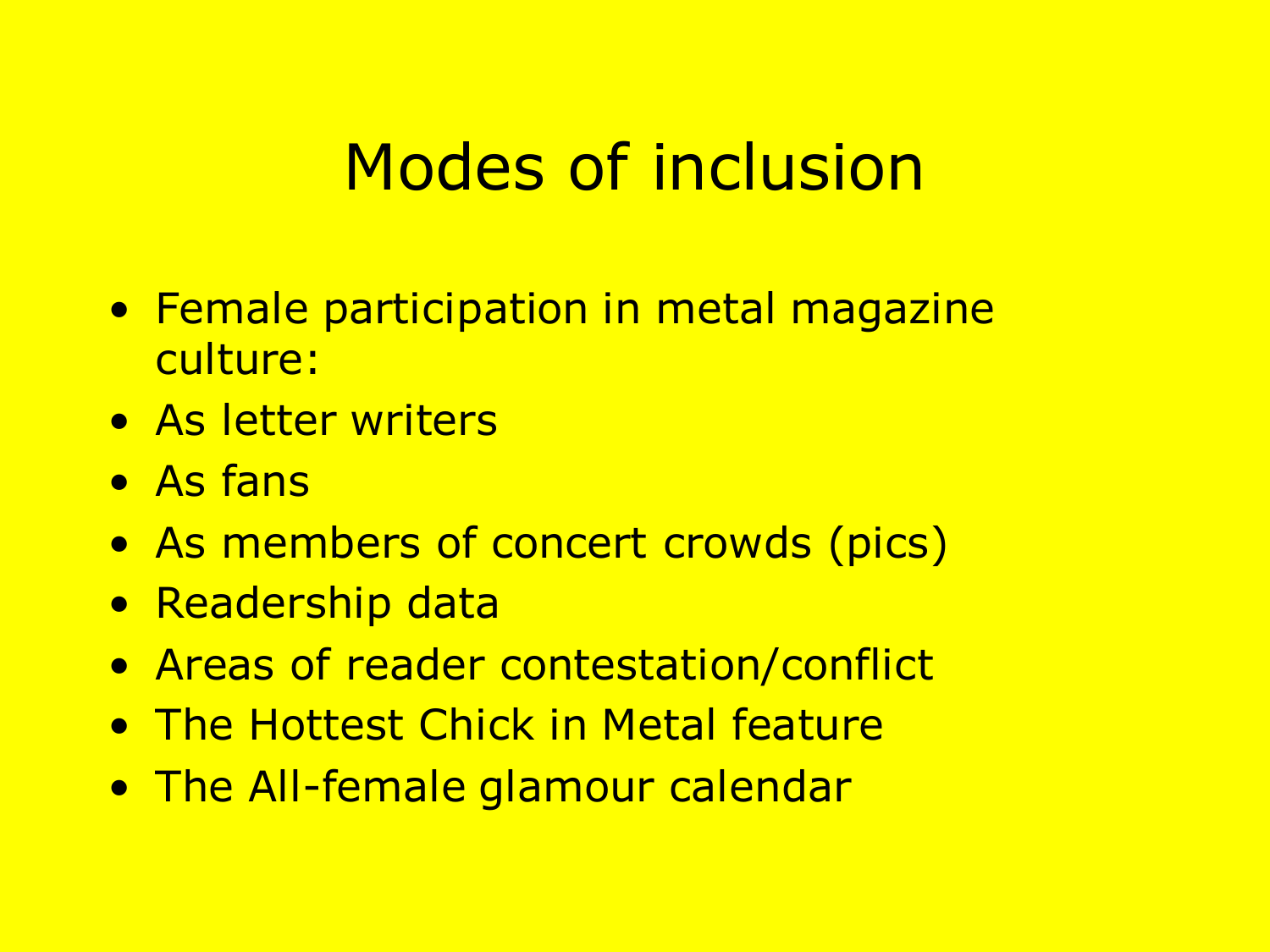# Modes of inclusion

- Female participation in metal magazine culture:
- As letter writers
- As fans
- As members of concert crowds (pics)
- Readership data
- Areas of reader contestation/conflict
- The Hottest Chick in Metal feature
- The All-female glamour calendar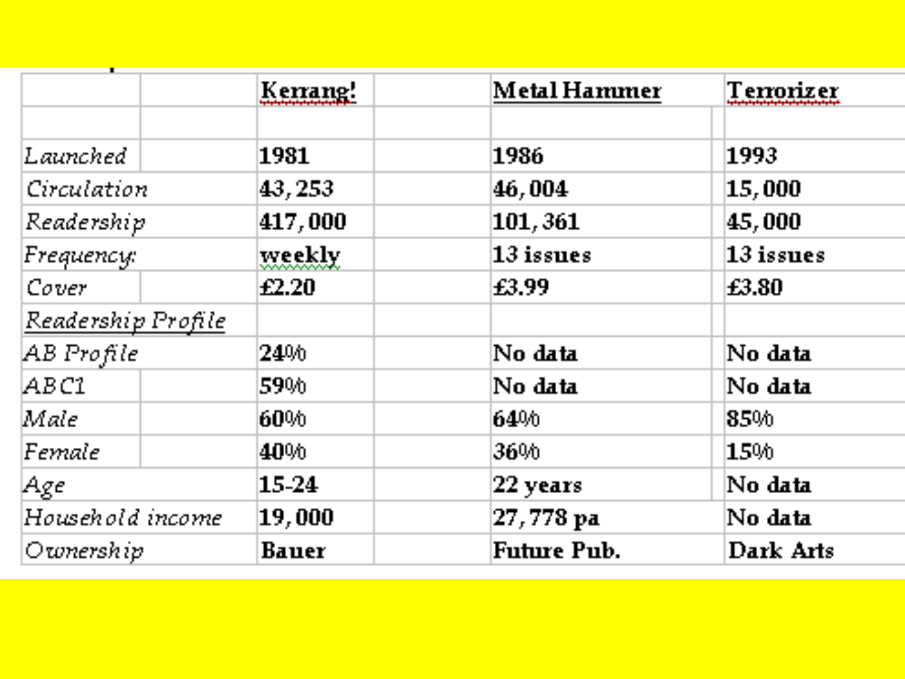| | Kerrang! | Metal Hammer | Terrorizer |
|---|---|---|---|
| | | | |
| *Launched* | 1981 | 1986 | 1993 |
| *Circulation* | 43,253 | 46,004 | 15,000 |
| *Readership* | 417,000 | 101,361 | 45,000 |
| *Frequency:* | weekly | 13 issues | 13 issues |
| *Cover* | £2.20 | £3.99 | £3.80 |
| *Readership Profile* | | | |
| *AB Profile* | 24% | No data | No data |
| *ABC1* | 59% | No data | No data |
| *Male* | 60% | 64% | 85% |
| *Female* | 40% | 36% | 15% |
| *Age* | 15-24 | 22 years | No data |
| *Household income* | 19,000 | 27,778 pa | No data |
| *Ownership* | Bauer | Future Pub. | Dark Arts |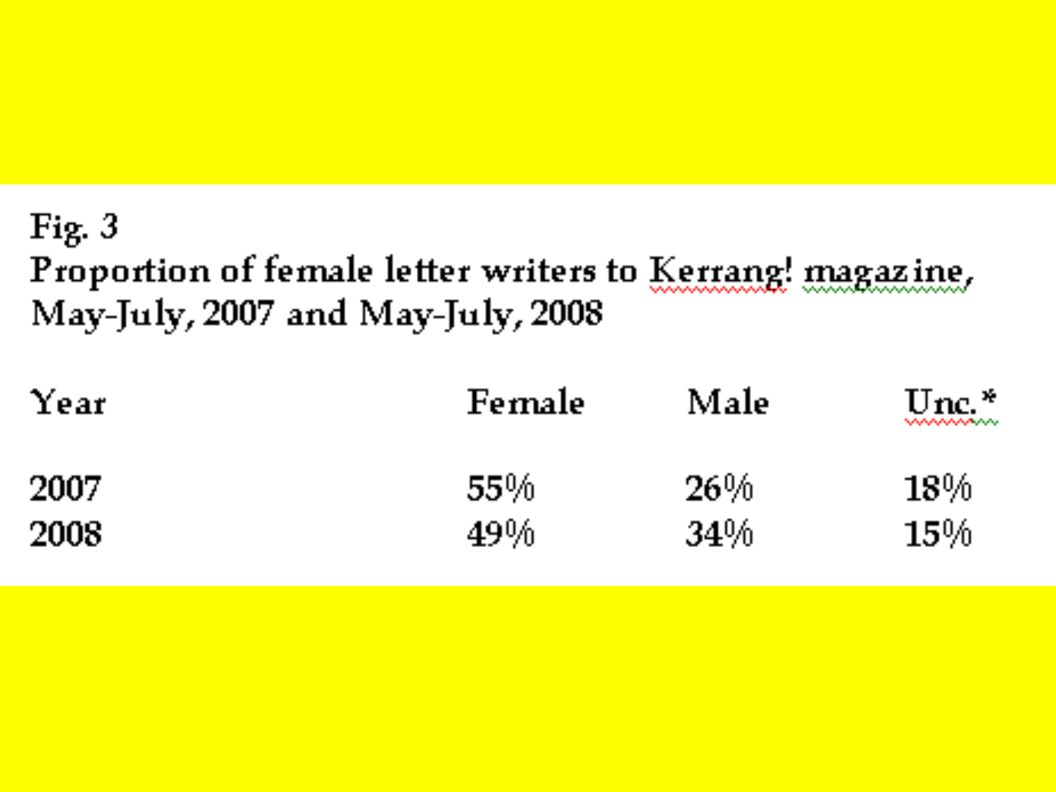Fig. 3

Proportion of female letter writers to Kerrang! magazine, May-July, 2007 and May-July, 2008

| Year | Female | Male | Unc.* |
|---|---|---|---|
| 2007 | 55% | 26% | 18% |
| 2008 | 49% | 34% | 15% |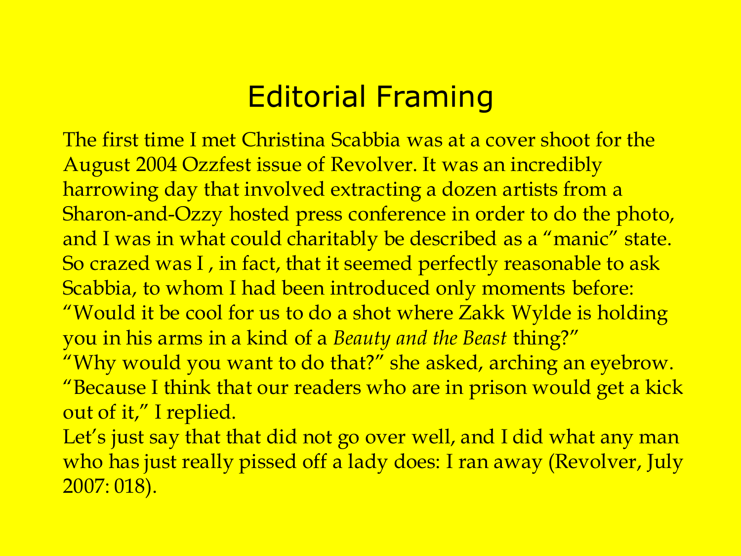# Editorial Framing

The first time I met Christina Scabbia was at a cover shoot for the August 2004 Ozzfest issue of Revolver. It was an incredibly harrowing day that involved extracting a dozen artists from a Sharon-and-Ozzy hosted press conference in order to do the photo, and I was in what could charitably be described as a "manic" state. So crazed was I , in fact, that it seemed perfectly reasonable to ask Scabbia, to whom I had been introduced only moments before: "Would it be cool for us to do a shot where Zakk Wylde is holding you in his arms in a kind of a *Beauty and the Beast* thing?"

"Why would you want to do that?" she asked, arching an eyebrow.

"Because I think that our readers who are in prison would get a kick out of it," I replied.

Let's just say that that did not go over well, and I did what any man who has just really pissed off a lady does: I ran away (Revolver, July 2007: 018).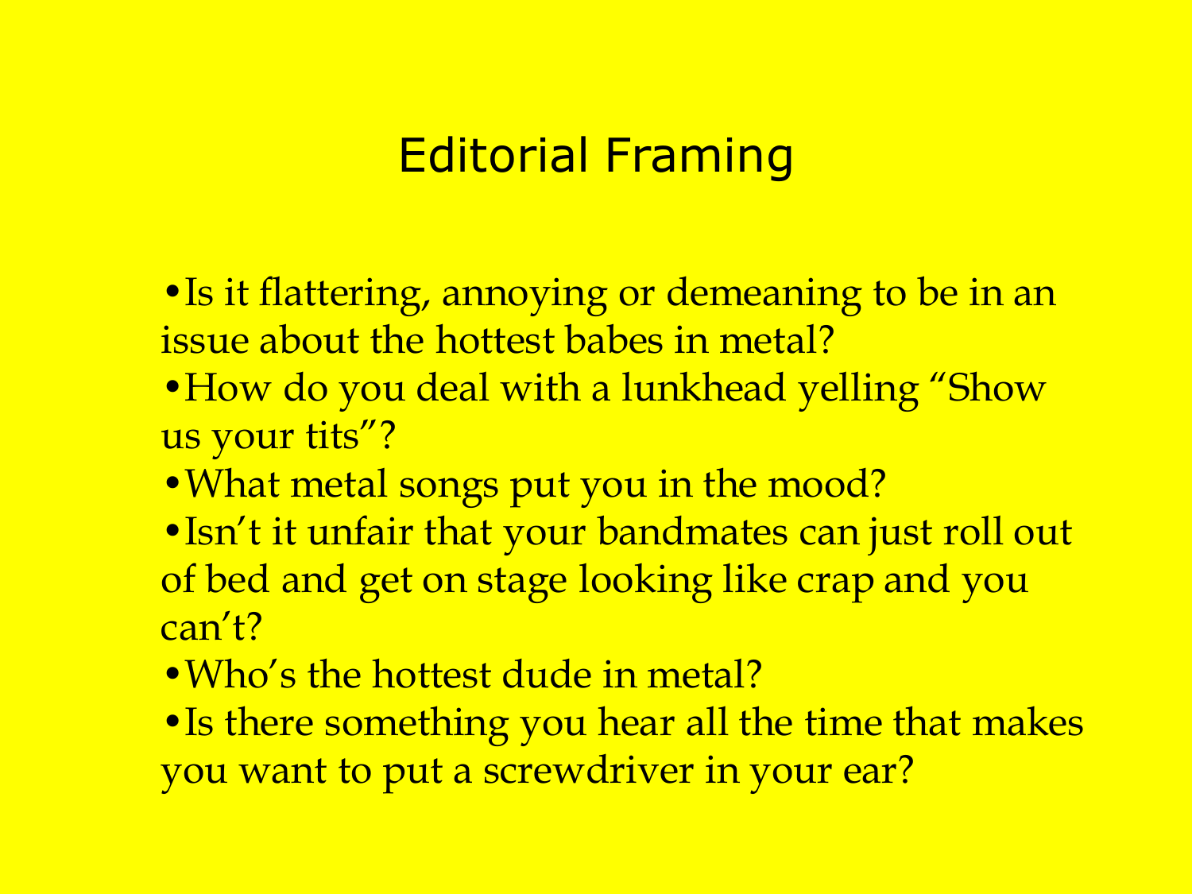# Editorial Framing

- Is it flattering, annoying or demeaning to be in an issue about the hottest babes in metal?
- How do you deal with a lunkhead yelling "Show us your tits"?
- What metal songs put you in the mood?
- Isn't it unfair that your bandmates can just roll out of bed and get on stage looking like crap and you can't?
- Who's the hottest dude in metal?
- Is there something you hear all the time that makes you want to put a screwdriver in your ear?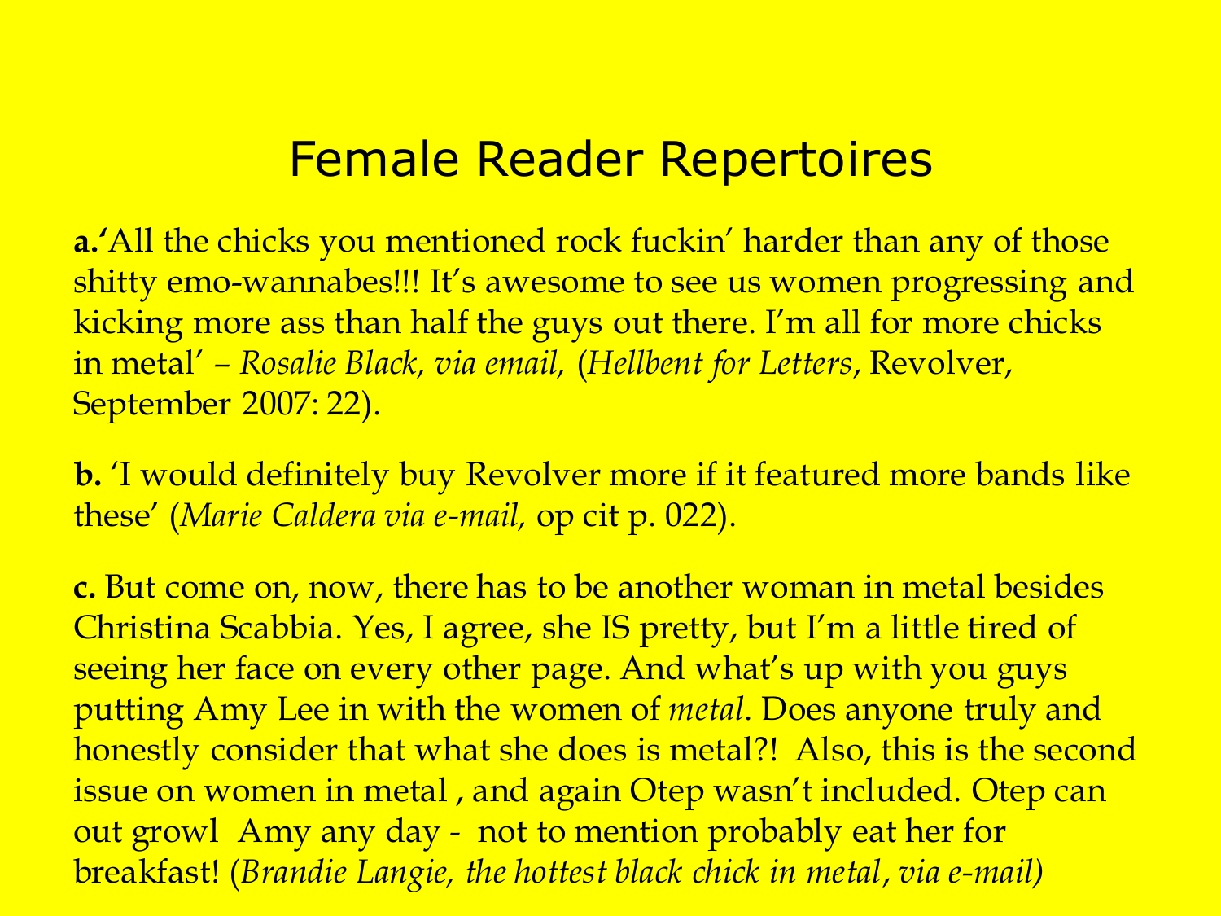# Female Reader Repertoires

**a.**'All the chicks you mentioned rock fuckin' harder than any of those shitty emo-wannabes!!! It's awesome to see us women progressing and kicking more ass than half the guys out there. I'm all for more chicks in metal' – *Rosalie Black, via email,* (*Hellbent for Letters*, Revolver, September 2007: 22).

**b.** 'I would definitely buy Revolver more if it featured more bands like these' (*Marie Caldera via e-mail,* op cit p. 022).

**c.** But come on, now, there has to be another woman in metal besides Christina Scabbia. Yes, I agree, she IS pretty, but I'm a little tired of seeing her face on every other page. And what's up with you guys putting Amy Lee in with the women of *metal*. Does anyone truly and honestly consider that what she does is metal?! Also, this is the second issue on women in metal , and again Otep wasn't included. Otep can out growl Amy any day - not to mention probably eat her for breakfast! (*Brandie Langie, the hottest black chick in metal*, *via e-mail)*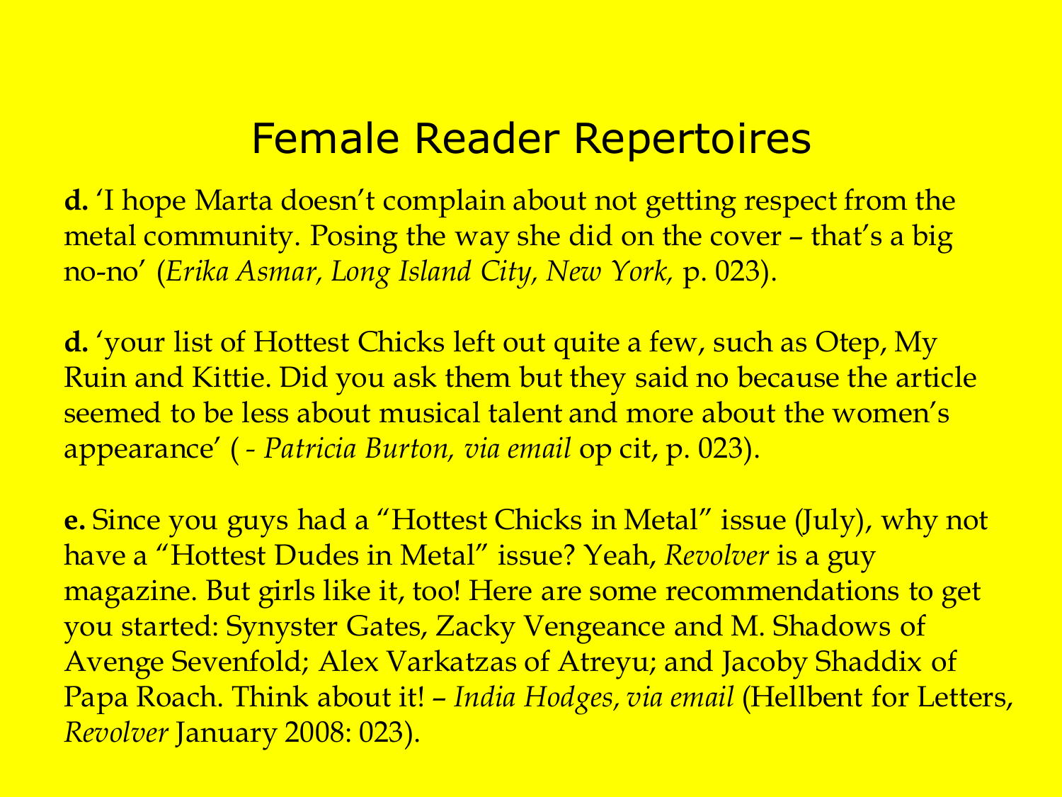# Female Reader Repertoires

**d.** ‘I hope Marta doesn’t complain about not getting respect from the metal community. Posing the way she did on the cover – that’s a big no-no’ (*Erika Asmar, Long Island City, New York,* p. 023).

**d.** ‘your list of Hottest Chicks left out quite a few, such as Otep, My Ruin and Kittie. Did you ask them but they said no because the article seemed to be less about musical talent and more about the women’s appearance’ ( *- Patricia Burton, via email* op cit, p. 023).

**e.** Since you guys had a “Hottest Chicks in Metal” issue (July), why not have a “Hottest Dudes in Metal” issue? Yeah, *Revolver* is a guy magazine. But girls like it, too! Here are some recommendations to get you started: Synyster Gates, Zacky Vengeance and M. Shadows of Avenge Sevenfold; Alex Varkatzas of Atreyu; and Jacoby Shaddix of Papa Roach. Think about it! – *India Hodges, via email* (Hellbent for Letters, *Revolver* January 2008: 023).